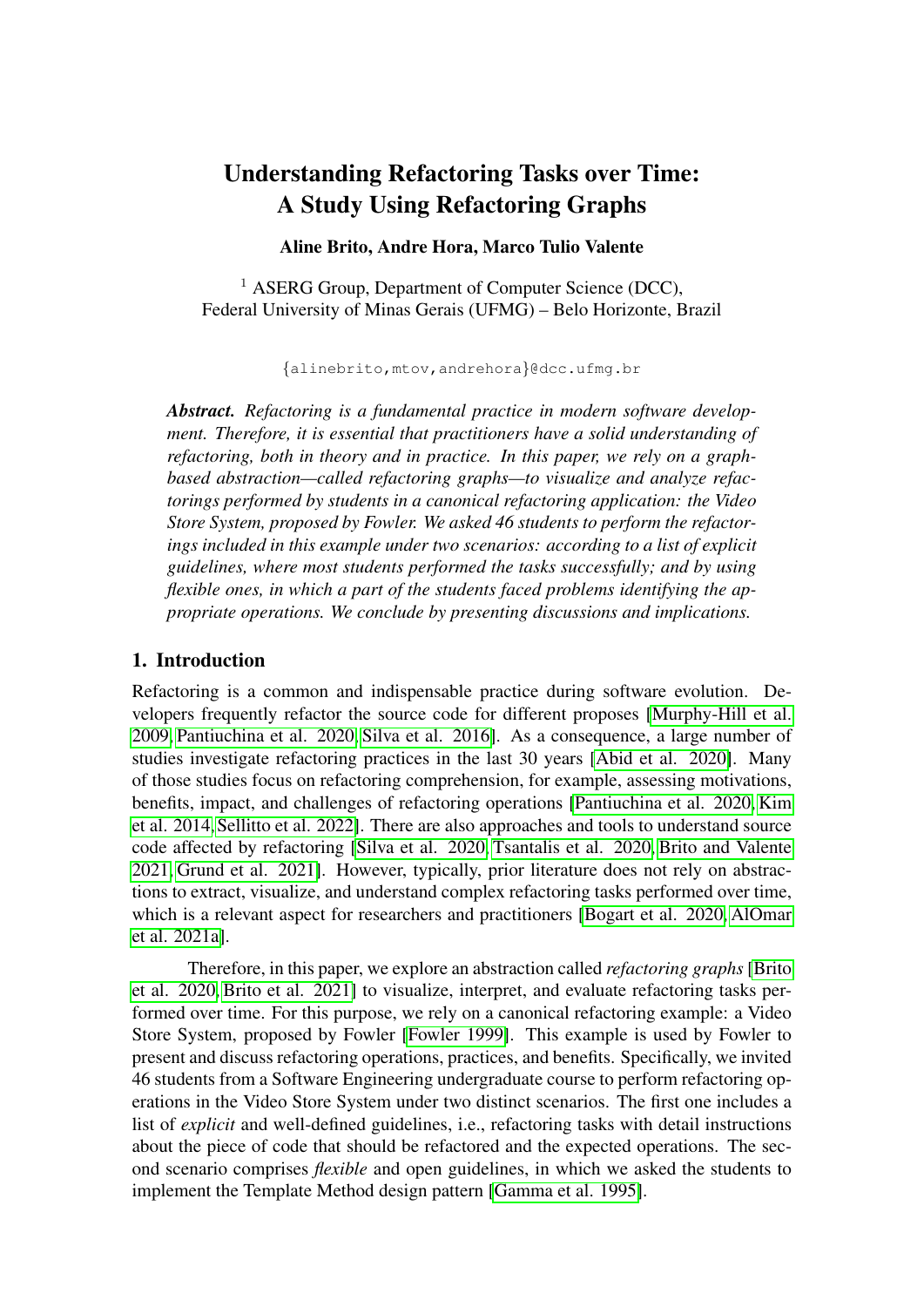# Understanding Refactoring Tasks over Time: A Study Using Refactoring Graphs

**Aline Brito, Andre Hora, Marco Tulio Valente**

[1] ASERG Group, Department of Computer Science (DCC),
Federal University of Minas Gerais (UFMG) – Belo Horizonte, Brazil

{alinebrito,mtov,andrehora}@dcc.ufmg.br

***Abstract.*** *Refactoring is a fundamental practice in modern software development. Therefore, it is essential that practitioners have a solid understanding of refactoring, both in theory and in practice. In this paper, we rely on a graph-based abstraction—called refactoring graphs—to visualize and analyze refactorings performed by students in a canonical refactoring application: the Video Store System, proposed by Fowler. We asked 46 students to perform the refactorings included in this example under two scenarios: according to a list of explicit guidelines, where most students performed the tasks successfully; and by using flexible ones, in which a part of the students faced problems identifying the appropriate operations. We conclude by presenting discussions and implications.*

## 1. Introduction

Refactoring is a common and indispensable practice during software evolution. Developers frequently refactor the source code for different proposes [Murphy-Hill et al. 2009, Pantiuchina et al. 2020, Silva et al. 2016]. As a consequence, a large number of studies investigate refactoring practices in the last 30 years [Abid et al. 2020]. Many of those studies focus on refactoring comprehension, for example, assessing motivations, benefits, impact, and challenges of refactoring operations [Pantiuchina et al. 2020, Kim et al. 2014, Sellitto et al. 2022]. There are also approaches and tools to understand source code affected by refactoring [Silva et al. 2020, Tsantalis et al. 2020, Brito and Valente 2021, Grund et al. 2021]. However, typically, prior literature does not rely on abstractions to extract, visualize, and understand complex refactoring tasks performed over time, which is a relevant aspect for researchers and practitioners [Bogart et al. 2020, AlOmar et al. 2021a].

Therefore, in this paper, we explore an abstraction called *refactoring graphs* [Brito et al. 2020, Brito et al. 2021] to visualize, interpret, and evaluate refactoring tasks performed over time. For this purpose, we rely on a canonical refactoring example: a Video Store System, proposed by Fowler [Fowler 1999]. This example is used by Fowler to present and discuss refactoring operations, practices, and benefits. Specifically, we invited 46 students from a Software Engineering undergraduate course to perform refactoring operations in the Video Store System under two distinct scenarios. The first one includes a list of *explicit* and well-defined guidelines, i.e., refactoring tasks with detail instructions about the piece of code that should be refactored and the expected operations. The second scenario comprises *flexible* and open guidelines, in which we asked the students to implement the Template Method design pattern [Gamma et al. 1995].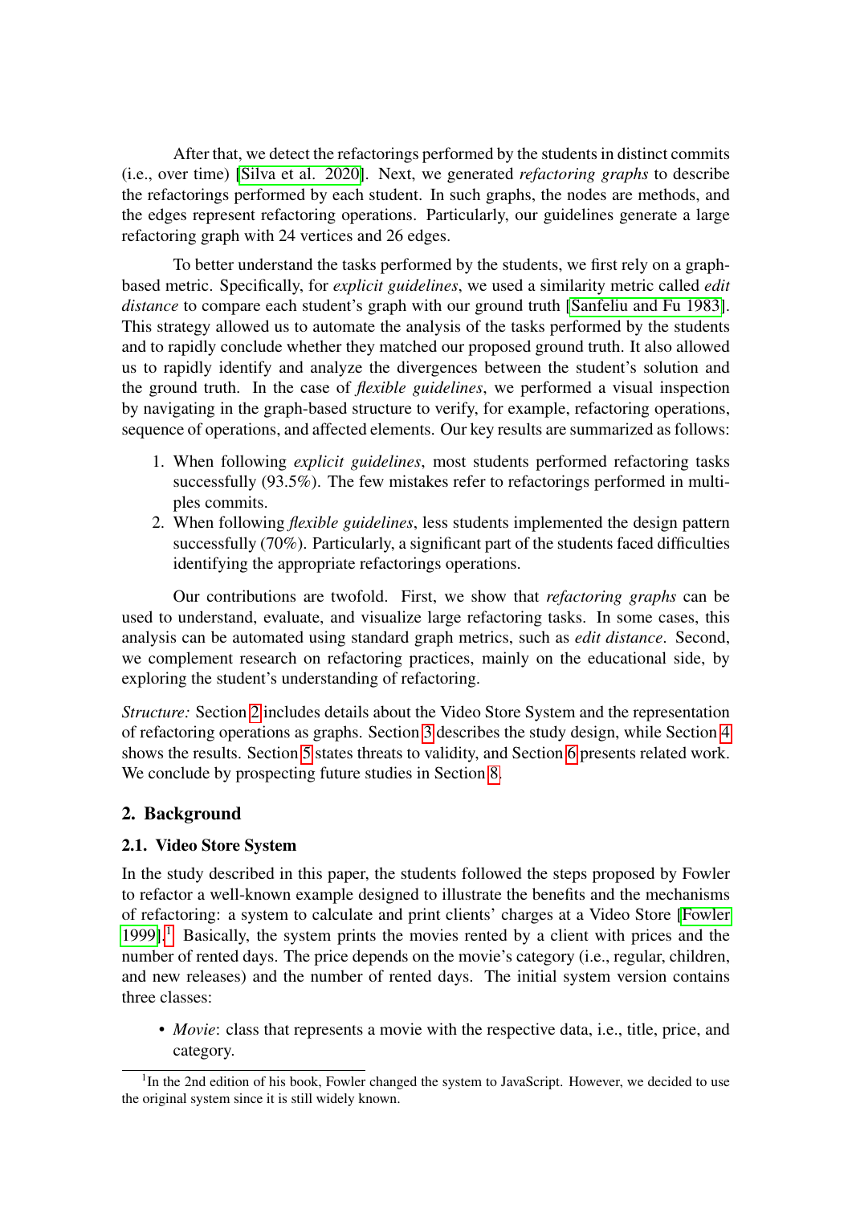After that, we detect the refactorings performed by the students in distinct commits (i.e., over time) [Silva et al. 2020]. Next, we generated *refactoring graphs* to describe the refactorings performed by each student. In such graphs, the nodes are methods, and the edges represent refactoring operations. Particularly, our guidelines generate a large refactoring graph with 24 vertices and 26 edges.

To better understand the tasks performed by the students, we first rely on a graph-based metric. Specifically, for *explicit guidelines*, we used a similarity metric called *edit distance* to compare each student's graph with our ground truth [Sanfeliu and Fu 1983]. This strategy allowed us to automate the analysis of the tasks performed by the students and to rapidly conclude whether they matched our proposed ground truth. It also allowed us to rapidly identify and analyze the divergences between the student's solution and the ground truth. In the case of *flexible guidelines*, we performed a visual inspection by navigating in the graph-based structure to verify, for example, refactoring operations, sequence of operations, and affected elements. Our key results are summarized as follows:

1. When following *explicit guidelines*, most students performed refactoring tasks successfully (93.5%). The few mistakes refer to refactorings performed in multiples commits.
2. When following *flexible guidelines*, less students implemented the design pattern successfully (70%). Particularly, a significant part of the students faced difficulties identifying the appropriate refactorings operations.

Our contributions are twofold. First, we show that *refactoring graphs* can be used to understand, evaluate, and visualize large refactoring tasks. In some cases, this analysis can be automated using standard graph metrics, such as *edit distance*. Second, we complement research on refactoring practices, mainly on the educational side, by exploring the student's understanding of refactoring.

*Structure:* Section 2 includes details about the Video Store System and the representation of refactoring operations as graphs. Section 3 describes the study design, while Section 4 shows the results. Section 5 states threats to validity, and Section 6 presents related work. We conclude by prospecting future studies in Section 8.

## 2. Background

### 2.1. Video Store System

In the study described in this paper, the students followed the steps proposed by Fowler to refactor a well-known example designed to illustrate the benefits and the mechanisms of refactoring: a system to calculate and print clients' charges at a Video Store [Fowler 1999].[1] Basically, the system prints the movies rented by a client with prices and the number of rented days. The price depends on the movie's category (i.e., regular, children, and new releases) and the number of rented days. The initial system version contains three classes:

- *Movie*: class that represents a movie with the respective data, i.e., title, price, and category.

[1] In the 2nd edition of his book, Fowler changed the system to JavaScript. However, we decided to use the original system since it is still widely known.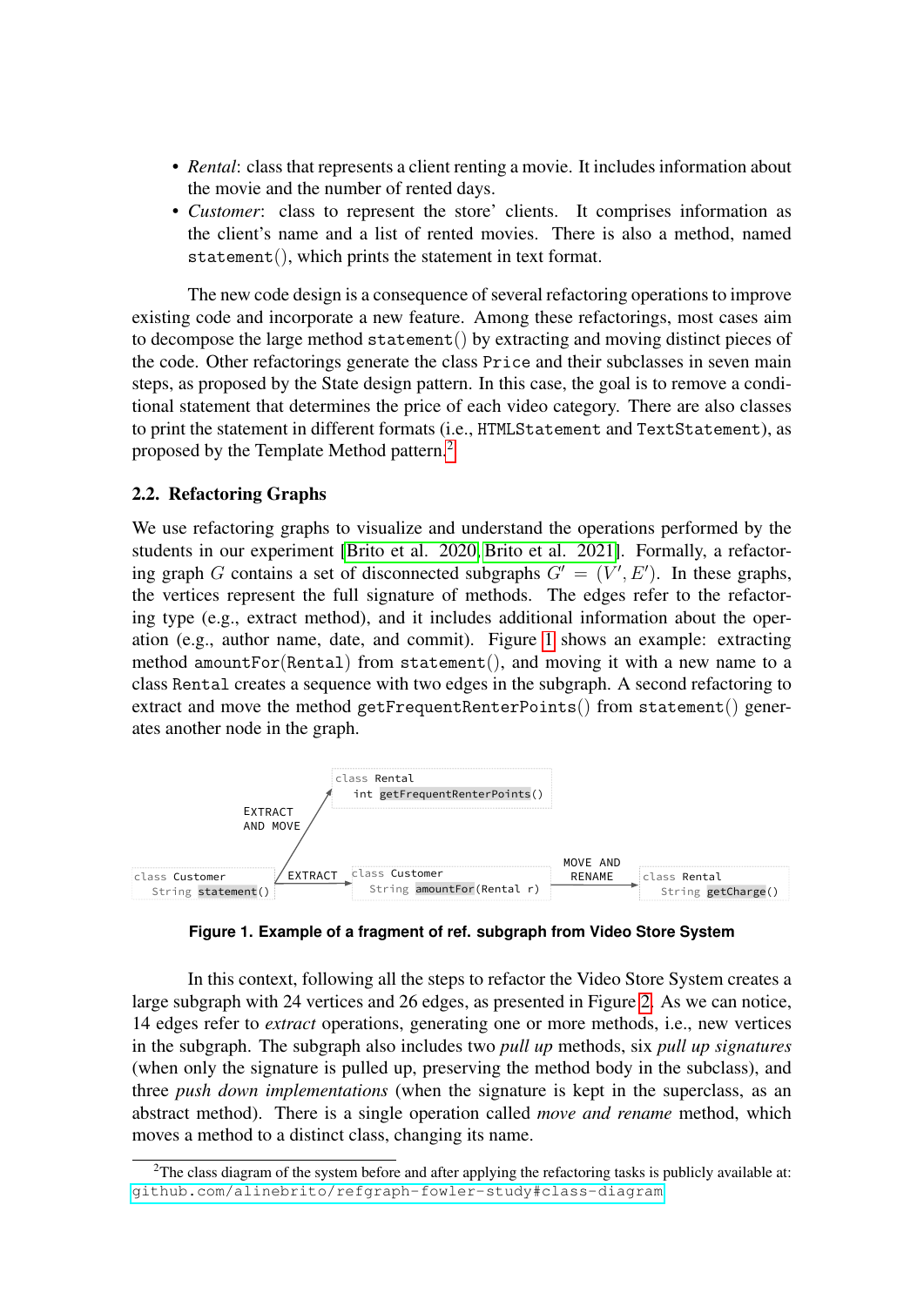- *Rental*: class that represents a client renting a movie. It includes information about the movie and the number of rented days.
- *Customer*: class to represent the store' clients. It comprises information as the client's name and a list of rented movies. There is also a method, named `statement()`, which prints the statement in text format.

The new code design is a consequence of several refactoring operations to improve existing code and incorporate a new feature. Among these refactorings, most cases aim to decompose the large method `statement()` by extracting and moving distinct pieces of the code. Other refactorings generate the class `Price` and their subclasses in seven main steps, as proposed by the State design pattern. In this case, the goal is to remove a conditional statement that determines the price of each video category. There are also classes to print the statement in different formats (i.e., `HTMLStatement` and `TextStatement`), as proposed by the Template Method pattern.[2]

### 2.2. Refactoring Graphs

We use refactoring graphs to visualize and understand the operations performed by the students in our experiment [Brito et al. 2020, Brito et al. 2021]. Formally, a refactoring graph $G$ contains a set of disconnected subgraphs $G' = (V', E')$. In these graphs, the vertices represent the full signature of methods. The edges refer to the refactoring type (e.g., extract method), and it includes additional information about the operation (e.g., author name, date, and commit). Figure 1 shows an example: extracting method `amountFor(Rental)` from `statement()`, and moving it with a new name to a class `Rental` creates a sequence with two edges in the subgraph. A second refactoring to extract and move the method `getFrequentRenterPoints()` from `statement()` generates another node in the graph.

```
                              class Rental
                                int getFrequentRenterPoints()
              EXTRACT
              AND MOVE
                                                               MOVE AND
class Customer            EXTRACT  class Customer               RENAME    class Rental
  String statement()  ---------->    String amountFor(Rental r) ------->    String getCharge()
```

**Figure 1. Example of a fragment of ref. subgraph from Video Store System**

In this context, following all the steps to refactor the Video Store System creates a large subgraph with 24 vertices and 26 edges, as presented in Figure 2. As we can notice, 14 edges refer to *extract* operations, generating one or more methods, i.e., new vertices in the subgraph. The subgraph also includes two *pull up* methods, six *pull up signatures* (when only the signature is pulled up, preserving the method body in the subclass), and three *push down implementations* (when the signature is kept in the superclass, as an abstract method). There is a single operation called *move and rename* method, which moves a method to a distinct class, changing its name.

[2]The class diagram of the system before and after applying the refactoring tasks is publicly available at: github.com/alinebrito/refgraph-fowler-study#class-diagram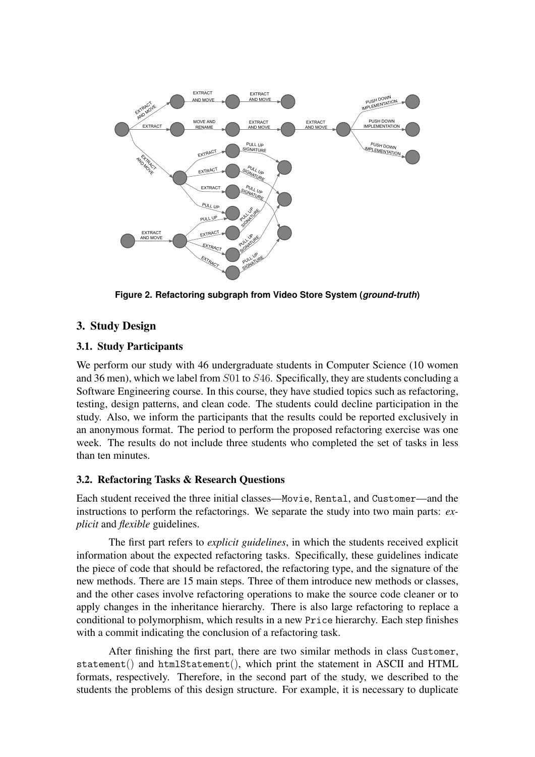**Figure 2. Refactoring subgraph from Video Store System (*ground-truth*)**

## 3. Study Design

### 3.1. Study Participants

We perform our study with 46 undergraduate students in Computer Science (10 women and 36 men), which we label from $S01$ to $S46$. Specifically, they are students concluding a Software Engineering course. In this course, they have studied topics such as refactoring, testing, design patterns, and clean code. The students could decline participation in the study. Also, we inform the participants that the results could be reported exclusively in an anonymous format. The period to perform the proposed refactoring exercise was one week. The results do not include three students who completed the set of tasks in less than ten minutes.

### 3.2. Refactoring Tasks & Research Questions

Each student received the three initial classes—`Movie`, `Rental`, and `Customer`—and the instructions to perform the refactorings. We separate the study into two main parts: *explicit* and *flexible* guidelines.

The first part refers to *explicit guidelines*, in which the students received explicit information about the expected refactoring tasks. Specifically, these guidelines indicate the piece of code that should be refactored, the refactoring type, and the signature of the new methods. There are 15 main steps. Three of them introduce new methods or classes, and the other cases involve refactoring operations to make the source code cleaner or to apply changes in the inheritance hierarchy. There is also large refactoring to replace a conditional to polymorphism, which results in a new `Price` hierarchy. Each step finishes with a commit indicating the conclusion of a refactoring task.

After finishing the first part, there are two similar methods in class `Customer`, `statement()` and `htmlStatement()`, which print the statement in ASCII and HTML formats, respectively. Therefore, in the second part of the study, we described to the students the problems of this design structure. For example, it is necessary to duplicate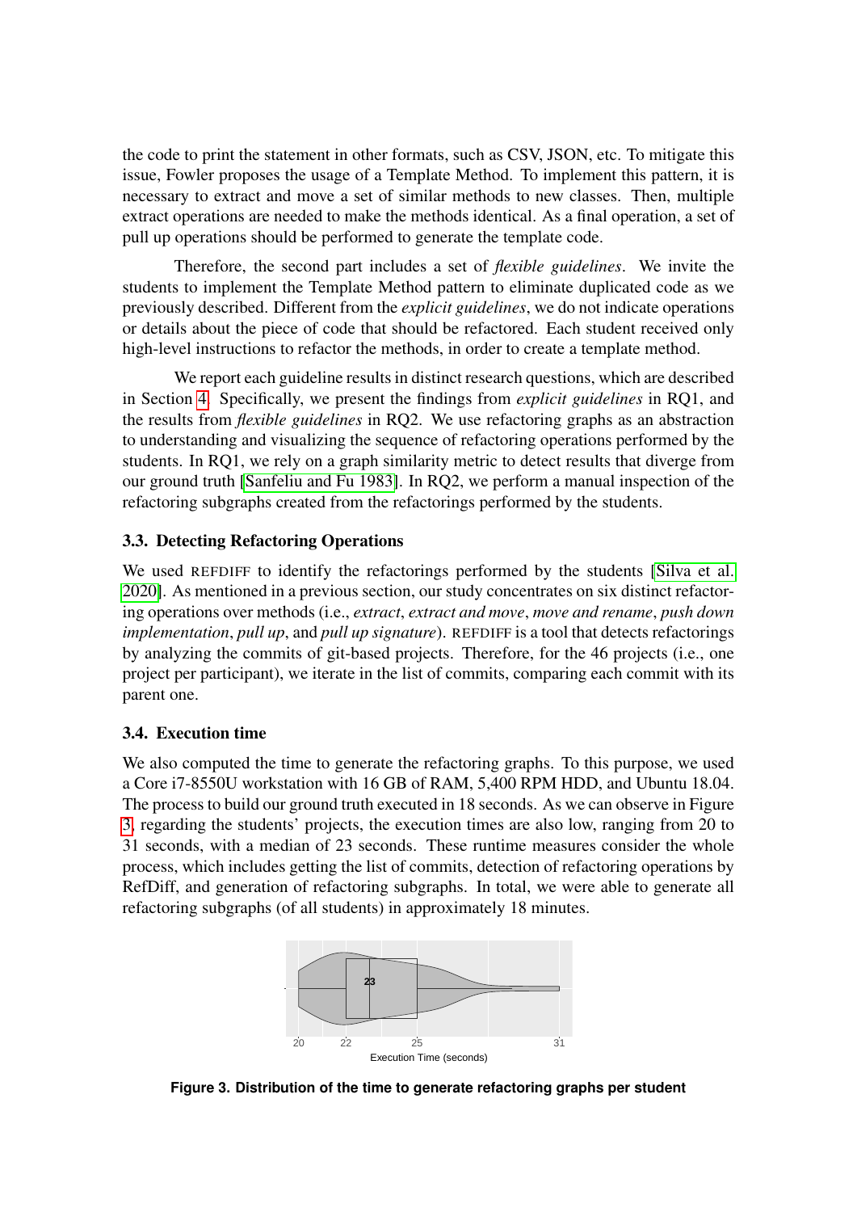the code to print the statement in other formats, such as CSV, JSON, etc. To mitigate this issue, Fowler proposes the usage of a Template Method. To implement this pattern, it is necessary to extract and move a set of similar methods to new classes. Then, multiple extract operations are needed to make the methods identical. As a final operation, a set of pull up operations should be performed to generate the template code.

Therefore, the second part includes a set of *flexible guidelines*. We invite the students to implement the Template Method pattern to eliminate duplicated code as we previously described. Different from the *explicit guidelines*, we do not indicate operations or details about the piece of code that should be refactored. Each student received only high-level instructions to refactor the methods, in order to create a template method.

We report each guideline results in distinct research questions, which are described in Section 4. Specifically, we present the findings from *explicit guidelines* in RQ1, and the results from *flexible guidelines* in RQ2. We use refactoring graphs as an abstraction to understanding and visualizing the sequence of refactoring operations performed by the students. In RQ1, we rely on a graph similarity metric to detect results that diverge from our ground truth [Sanfeliu and Fu 1983]. In RQ2, we perform a manual inspection of the refactoring subgraphs created from the refactorings performed by the students.

### 3.3. Detecting Refactoring Operations

We used REFDIFF to identify the refactorings performed by the students [Silva et al. 2020]. As mentioned in a previous section, our study concentrates on six distinct refactoring operations over methods (i.e., *extract*, *extract and move*, *move and rename*, *push down implementation*, *pull up*, and *pull up signature*). REFDIFF is a tool that detects refactorings by analyzing the commits of git-based projects. Therefore, for the 46 projects (i.e., one project per participant), we iterate in the list of commits, comparing each commit with its parent one.

### 3.4. Execution time

We also computed the time to generate the refactoring graphs. To this purpose, we used a Core i7-8550U workstation with 16 GB of RAM, 5,400 RPM HDD, and Ubuntu 18.04. The process to build our ground truth executed in 18 seconds. As we can observe in Figure 3, regarding the students' projects, the execution times are also low, ranging from 20 to 31 seconds, with a median of 23 seconds. These runtime measures consider the whole process, which includes getting the list of commits, detection of refactoring operations by RefDiff, and generation of refactoring subgraphs. In total, we were able to generate all refactoring subgraphs (of all students) in approximately 18 minutes.

**Figure 3. Distribution of the time to generate refactoring graphs per student**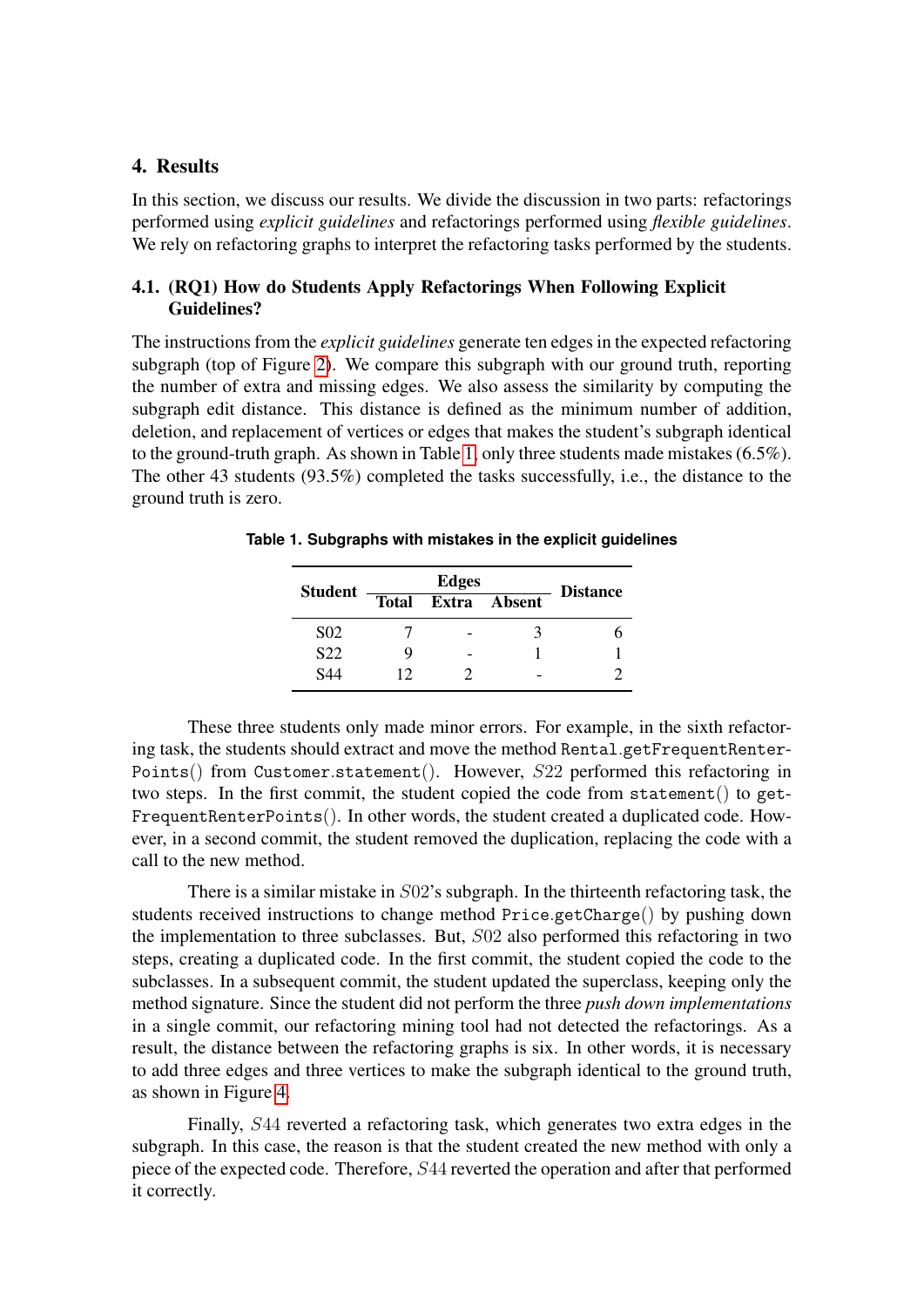## 4. Results

In this section, we discuss our results. We divide the discussion in two parts: refactorings performed using *explicit guidelines* and refactorings performed using *flexible guidelines*. We rely on refactoring graphs to interpret the refactoring tasks performed by the students.

### 4.1. (RQ1) How do Students Apply Refactorings When Following Explicit Guidelines?

The instructions from the *explicit guidelines* generate ten edges in the expected refactoring subgraph (top of Figure 2). We compare this subgraph with our ground truth, reporting the number of extra and missing edges. We also assess the similarity by computing the subgraph edit distance. This distance is defined as the minimum number of addition, deletion, and replacement of vertices or edges that makes the student's subgraph identical to the ground-truth graph. As shown in Table 1, only three students made mistakes (6.5%). The other 43 students (93.5%) completed the tasks successfully, i.e., the distance to the ground truth is zero.

**Table 1. Subgraphs with mistakes in the explicit guidelines**

| Student | Edges | | | Distance |
|---|---|---|---|---|
| | Total | Extra | Absent | |
| S02 | 7 | - | 3 | 6 |
| S22 | 9 | - | 1 | 1 |
| S44 | 12 | 2 | - | 2 |

These three students only made minor errors. For example, in the sixth refactoring task, the students should extract and move the method `Rental.getFrequentRenterPoints()` from `Customer.statement()`. However, $S22$ performed this refactoring in two steps. In the first commit, the student copied the code from `statement()` to `getFrequentRenterPoints()`. In other words, the student created a duplicated code. However, in a second commit, the student removed the duplication, replacing the code with a call to the new method.

There is a similar mistake in $S02$'s subgraph. In the thirteenth refactoring task, the students received instructions to change method `Price.getCharge()` by pushing down the implementation to three subclasses. But, $S02$ also performed this refactoring in two steps, creating a duplicated code. In the first commit, the student copied the code to the subclasses. In a subsequent commit, the student updated the superclass, keeping only the method signature. Since the student did not perform the three *push down implementations* in a single commit, our refactoring mining tool had not detected the refactorings. As a result, the distance between the refactoring graphs is six. In other words, it is necessary to add three edges and three vertices to make the subgraph identical to the ground truth, as shown in Figure 4.

Finally, $S44$ reverted a refactoring task, which generates two extra edges in the subgraph. In this case, the reason is that the student created the new method with only a piece of the expected code. Therefore, $S44$ reverted the operation and after that performed it correctly.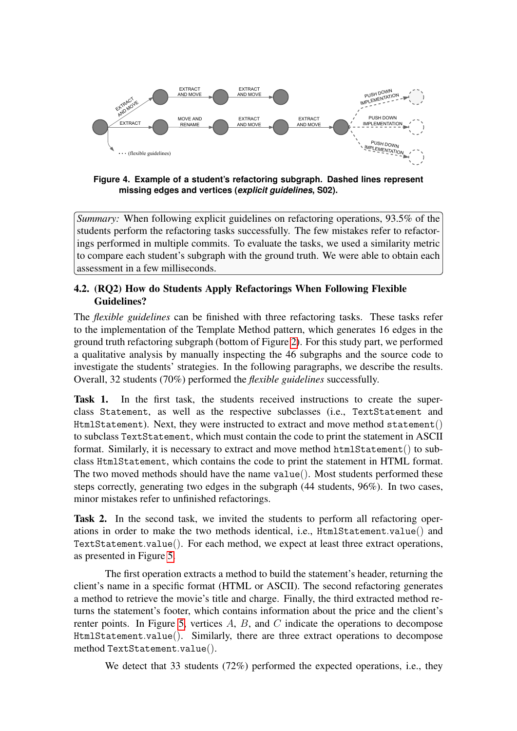Figure 4. Example of a student's refactoring subgraph. Dashed lines represent missing edges and vertices (*explicit guidelines*, S02).

> *Summary:* When following explicit guidelines on refactoring operations, 93.5% of the students perform the refactoring tasks successfully. The few mistakes refer to refactorings performed in multiple commits. To evaluate the tasks, we used a similarity metric to compare each student's subgraph with the ground truth. We were able to obtain each assessment in a few milliseconds.

### 4.2. (RQ2) How do Students Apply Refactorings When Following Flexible Guidelines?

The *flexible guidelines* can be finished with three refactoring tasks. These tasks refer to the implementation of the Template Method pattern, which generates 16 edges in the ground truth refactoring subgraph (bottom of Figure 2). For this study part, we performed a qualitative analysis by manually inspecting the 46 subgraphs and the source code to investigate the students' strategies. In the following paragraphs, we describe the results. Overall, 32 students (70%) performed the *flexible guidelines* successfully.

**Task 1.** In the first task, the students received instructions to create the superclass `Statement`, as well as the respective subclasses (i.e., `TextStatement` and `HtmlStatement`). Next, they were instructed to extract and move method `statement()` to subclass `TextStatement`, which must contain the code to print the statement in ASCII format. Similarly, it is necessary to extract and move method `htmlStatement()` to subclass `HtmlStatement`, which contains the code to print the statement in HTML format. The two moved methods should have the name `value()`. Most students performed these steps correctly, generating two edges in the subgraph (44 students, 96%). In two cases, minor mistakes refer to unfinished refactorings.

**Task 2.** In the second task, we invited the students to perform all refactoring operations in order to make the two methods identical, i.e., `HtmlStatement.value()` and `TextStatement.value()`. For each method, we expect at least three extract operations, as presented in Figure 5.

The first operation extracts a method to build the statement's header, returning the client's name in a specific format (HTML or ASCII). The second refactoring generates a method to retrieve the movie's title and charge. Finally, the third extracted method returns the statement's footer, which contains information about the price and the client's renter points. In Figure 5, vertices $A$, $B$, and $C$ indicate the operations to decompose `HtmlStatement.value()`. Similarly, there are three extract operations to decompose method `TextStatement.value()`.

We detect that 33 students (72%) performed the expected operations, i.e., they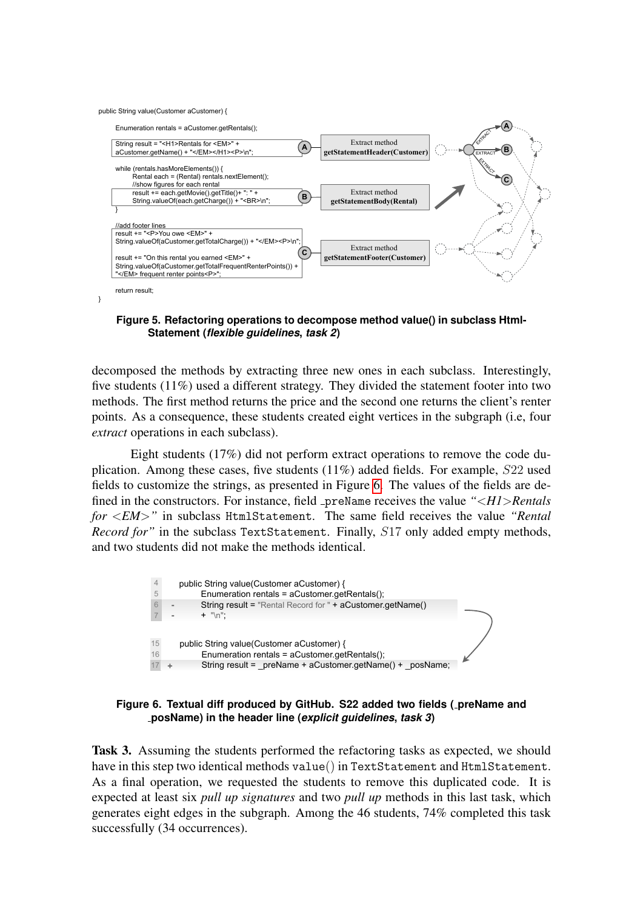```
public String value(Customer aCustomer) {

    Enumeration rentals = aCustomer.getRentals();

    String result = "<H1>Rentals for <EM>" +
    aCustomer.getName() + "</EM></H1><P>\n";

    while (rentals.hasMoreElements()) {
        Rental each = (Rental) rentals.nextElement();
        //show figures for each rental
        result += each.getMovie().getTitle()+ ": " +
        String.valueOf(each.getCharge()) + "<BR>\n";
    }

    //add footer lines
    result += "<P>You owe <EM>" +
    String.valueOf(aCustomer.getTotalCharge()) + "</EM><P>\n";

    result += "On this rental you earned <EM>" +
    String.valueOf(aCustomer.getTotalFrequentRenterPoints()) +
    "</EM> frequent renter points<P>";

    return result;
}
```

A — Extract method **getStatementHeader(Customer)**

B — Extract method **getStatementBody(Rental)**

C — Extract method **getStatementFooter(Customer)**

**Figure 5. Refactoring operations to decompose method value() in subclass HtmlStatement (*flexible guidelines*, *task 2*)**

decomposed the methods by extracting three new ones in each subclass. Interestingly, five students (11%) used a different strategy. They divided the statement footer into two methods. The first method returns the price and the second one returns the client's renter points. As a consequence, these students created eight vertices in the subgraph (i.e, four *extract* operations in each subclass).

Eight students (17%) did not perform extract operations to remove the code duplication. Among these cases, five students (11%) added fields. For example, $S22$ used fields to customize the strings, as presented in Figure 6. The values of the fields are defined in the constructors. For instance, field `_preName` receives the value *"<H1>Rentals for <EM>"* in subclass `HtmlStatement`. The same field receives the value *"Rental Record for"* in the subclass `TextStatement`. Finally, $S17$ only added empty methods, and two students did not make the methods identical.

```
4       public String value(Customer aCustomer) {
5           Enumeration rentals = aCustomer.getRentals();
6   -       String result = "Rental Record for " + aCustomer.getName()
7   -       + "\n";


15      public String value(Customer aCustomer) {
16          Enumeration rentals = aCustomer.getRentals();
17  +       String result = _preName + aCustomer.getName() + _posName;
```

**Figure 6. Textual diff produced by GitHub. S22 added two fields (_preName and _posName) in the header line (*explicit guidelines*, *task 3*)**

**Task 3.** Assuming the students performed the refactoring tasks as expected, we should have in this step two identical methods `value()` in `TextStatement` and `HtmlStatement`. As a final operation, we requested the students to remove this duplicated code. It is expected at least six *pull up signatures* and two *pull up* methods in this last task, which generates eight edges in the subgraph. Among the 46 students, 74% completed this task successfully (34 occurrences).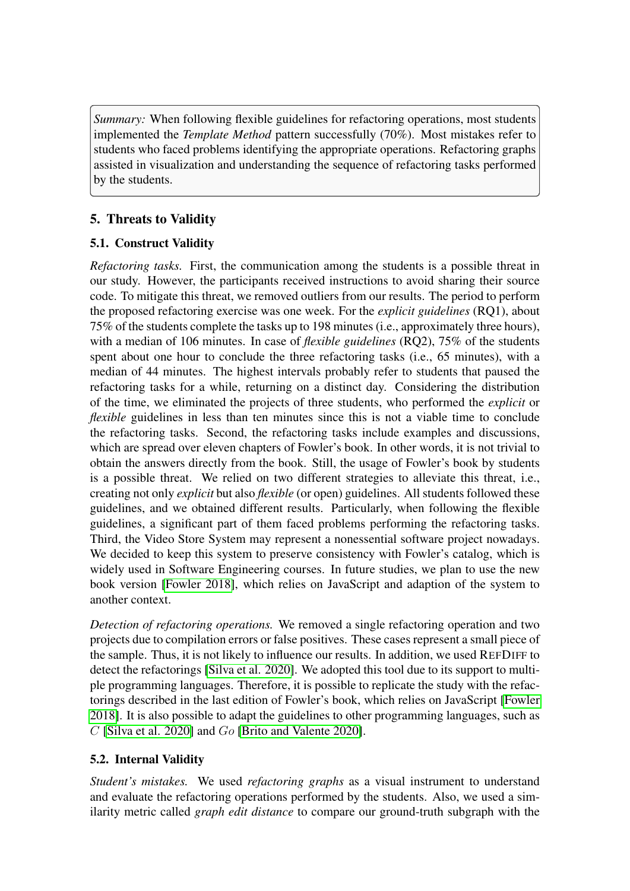*Summary:* When following flexible guidelines for refactoring operations, most students implemented the *Template Method* pattern successfully (70%). Most mistakes refer to students who faced problems identifying the appropriate operations. Refactoring graphs assisted in visualization and understanding the sequence of refactoring tasks performed by the students.

## 5. Threats to Validity

### 5.1. Construct Validity

*Refactoring tasks.* First, the communication among the students is a possible threat in our study. However, the participants received instructions to avoid sharing their source code. To mitigate this threat, we removed outliers from our results. The period to perform the proposed refactoring exercise was one week. For the *explicit guidelines* (RQ1), about 75% of the students complete the tasks up to 198 minutes (i.e., approximately three hours), with a median of 106 minutes. In case of *flexible guidelines* (RQ2), 75% of the students spent about one hour to conclude the three refactoring tasks (i.e., 65 minutes), with a median of 44 minutes. The highest intervals probably refer to students that paused the refactoring tasks for a while, returning on a distinct day. Considering the distribution of the time, we eliminated the projects of three students, who performed the *explicit* or *flexible* guidelines in less than ten minutes since this is not a viable time to conclude the refactoring tasks. Second, the refactoring tasks include examples and discussions, which are spread over eleven chapters of Fowler's book. In other words, it is not trivial to obtain the answers directly from the book. Still, the usage of Fowler's book by students is a possible threat. We relied on two different strategies to alleviate this threat, i.e., creating not only *explicit* but also *flexible* (or open) guidelines. All students followed these guidelines, and we obtained different results. Particularly, when following the flexible guidelines, a significant part of them faced problems performing the refactoring tasks. Third, the Video Store System may represent a nonessential software project nowadays. We decided to keep this system to preserve consistency with Fowler's catalog, which is widely used in Software Engineering courses. In future studies, we plan to use the new book version [Fowler 2018], which relies on JavaScript and adaption of the system to another context.

*Detection of refactoring operations.* We removed a single refactoring operation and two projects due to compilation errors or false positives. These cases represent a small piece of the sample. Thus, it is not likely to influence our results. In addition, we used REFDIFF to detect the refactorings [Silva et al. 2020]. We adopted this tool due to its support to multiple programming languages. Therefore, it is possible to replicate the study with the refactorings described in the last edition of Fowler's book, which relies on JavaScript [Fowler 2018]. It is also possible to adapt the guidelines to other programming languages, such as *C* [Silva et al. 2020] and *Go* [Brito and Valente 2020].

### 5.2. Internal Validity

*Student's mistakes.* We used *refactoring graphs* as a visual instrument to understand and evaluate the refactoring operations performed by the students. Also, we used a similarity metric called *graph edit distance* to compare our ground-truth subgraph with the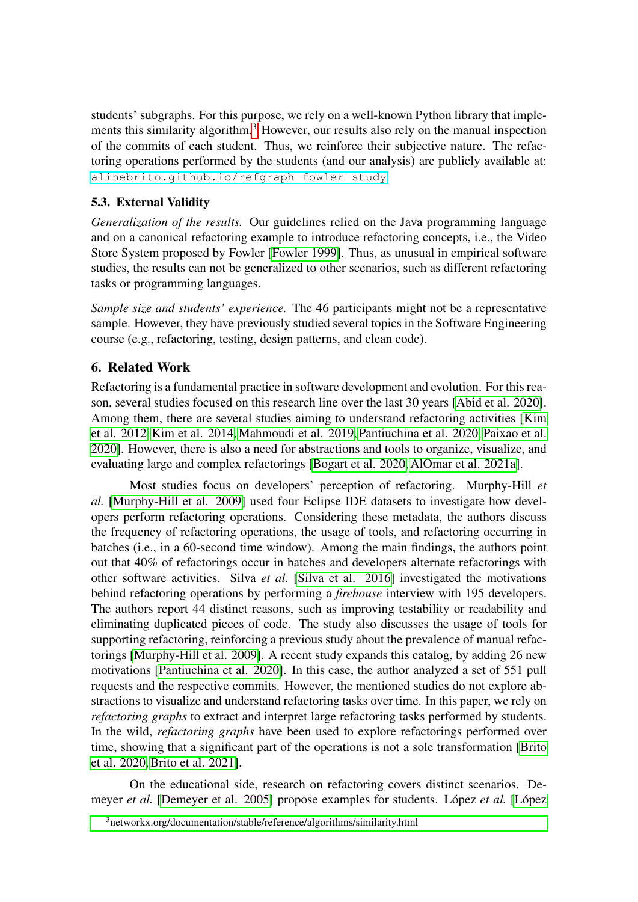students' subgraphs. For this purpose, we rely on a well-known Python library that implements this similarity algorithm.[3] However, our results also rely on the manual inspection of the commits of each student. Thus, we reinforce their subjective nature. The refactoring operations performed by the students (and our analysis) are publicly available at: `alinebrito.github.io/refgraph-fowler-study`

### 5.3. External Validity

*Generalization of the results.* Our guidelines relied on the Java programming language and on a canonical refactoring example to introduce refactoring concepts, i.e., the Video Store System proposed by Fowler [Fowler 1999]. Thus, as unusual in empirical software studies, the results can not be generalized to other scenarios, such as different refactoring tasks or programming languages.

*Sample size and students' experience.* The 46 participants might not be a representative sample. However, they have previously studied several topics in the Software Engineering course (e.g., refactoring, testing, design patterns, and clean code).

## 6. Related Work

Refactoring is a fundamental practice in software development and evolution. For this reason, several studies focused on this research line over the last 30 years [Abid et al. 2020]. Among them, there are several studies aiming to understand refactoring activities [Kim et al. 2012, Kim et al. 2014, Mahmoudi et al. 2019, Pantiuchina et al. 2020, Paixao et al. 2020]. However, there is also a need for abstractions and tools to organize, visualize, and evaluating large and complex refactorings [Bogart et al. 2020, AlOmar et al. 2021a].

Most studies focus on developers' perception of refactoring. Murphy-Hill *et al.* [Murphy-Hill et al. 2009] used four Eclipse IDE datasets to investigate how developers perform refactoring operations. Considering these metadata, the authors discuss the frequency of refactoring operations, the usage of tools, and refactoring occurring in batches (i.e., in a 60-second time window). Among the main findings, the authors point out that 40% of refactorings occur in batches and developers alternate refactorings with other software activities. Silva *et al.* [Silva et al. 2016] investigated the motivations behind refactoring operations by performing a *firehouse* interview with 195 developers. The authors report 44 distinct reasons, such as improving testability or readability and eliminating duplicated pieces of code. The study also discusses the usage of tools for supporting refactoring, reinforcing a previous study about the prevalence of manual refactorings [Murphy-Hill et al. 2009]. A recent study expands this catalog, by adding 26 new motivations [Pantiuchina et al. 2020]. In this case, the author analyzed a set of 551 pull requests and the respective commits. However, the mentioned studies do not explore abstractions to visualize and understand refactoring tasks over time. In this paper, we rely on *refactoring graphs* to extract and interpret large refactoring tasks performed by students. In the wild, *refactoring graphs* have been used to explore refactorings performed over time, showing that a significant part of the operations is not a sole transformation [Brito et al. 2020, Brito et al. 2021].

On the educational side, research on refactoring covers distinct scenarios. Demeyer *et al.* [Demeyer et al. 2005] propose examples for students. López *et al.* [López

[3] networkx.org/documentation/stable/reference/algorithms/similarity.html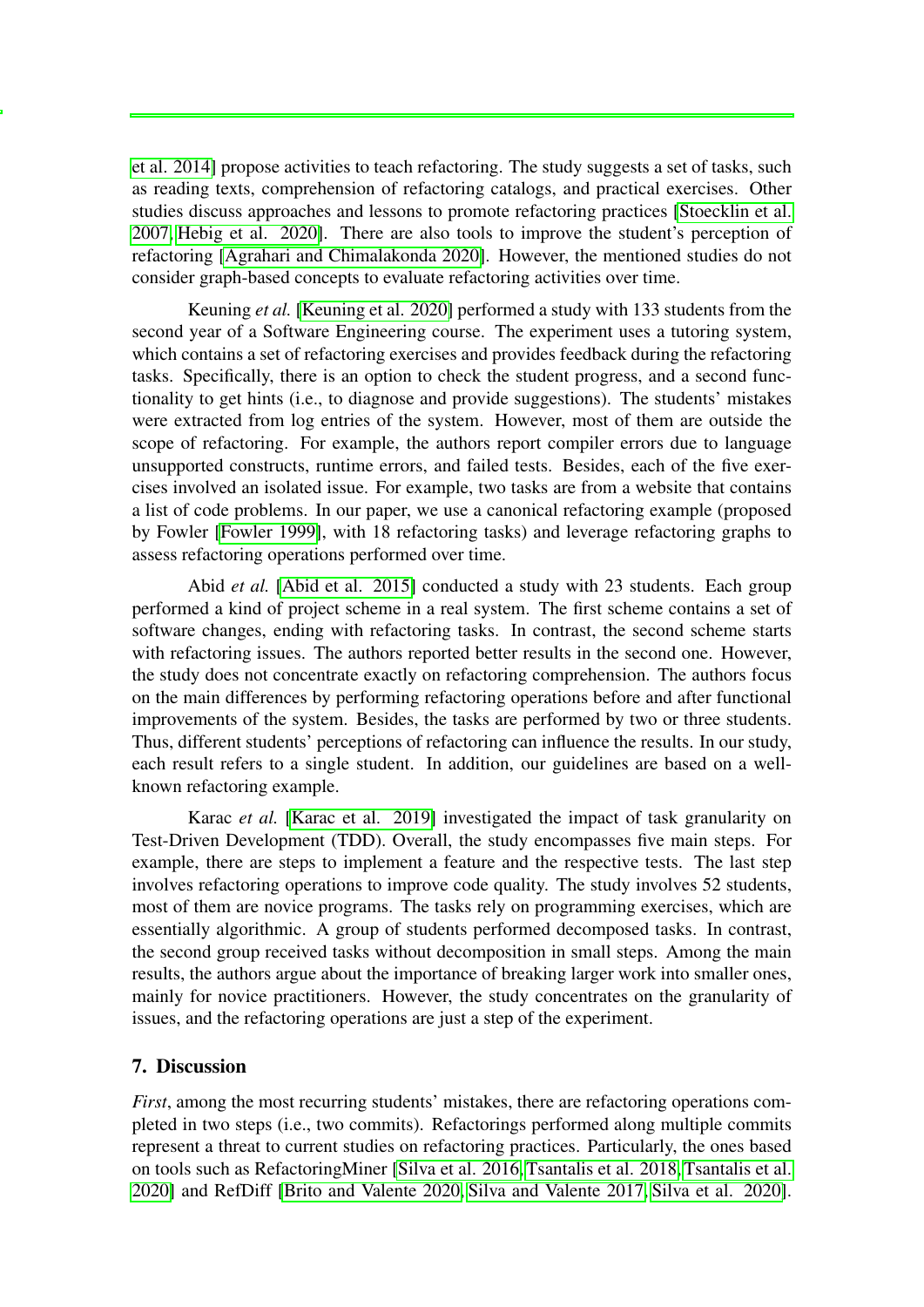et al. 2014] propose activities to teach refactoring. The study suggests a set of tasks, such as reading texts, comprehension of refactoring catalogs, and practical exercises. Other studies discuss approaches and lessons to promote refactoring practices [Stoecklin et al. 2007, Hebig et al. 2020]. There are also tools to improve the student's perception of refactoring [Agrahari and Chimalakonda 2020]. However, the mentioned studies do not consider graph-based concepts to evaluate refactoring activities over time.

Keuning *et al.* [Keuning et al. 2020] performed a study with 133 students from the second year of a Software Engineering course. The experiment uses a tutoring system, which contains a set of refactoring exercises and provides feedback during the refactoring tasks. Specifically, there is an option to check the student progress, and a second functionality to get hints (i.e., to diagnose and provide suggestions). The students' mistakes were extracted from log entries of the system. However, most of them are outside the scope of refactoring. For example, the authors report compiler errors due to language unsupported constructs, runtime errors, and failed tests. Besides, each of the five exercises involved an isolated issue. For example, two tasks are from a website that contains a list of code problems. In our paper, we use a canonical refactoring example (proposed by Fowler [Fowler 1999], with 18 refactoring tasks) and leverage refactoring graphs to assess refactoring operations performed over time.

Abid *et al.* [Abid et al. 2015] conducted a study with 23 students. Each group performed a kind of project scheme in a real system. The first scheme contains a set of software changes, ending with refactoring tasks. In contrast, the second scheme starts with refactoring issues. The authors reported better results in the second one. However, the study does not concentrate exactly on refactoring comprehension. The authors focus on the main differences by performing refactoring operations before and after functional improvements of the system. Besides, the tasks are performed by two or three students. Thus, different students' perceptions of refactoring can influence the results. In our study, each result refers to a single student. In addition, our guidelines are based on a well-known refactoring example.

Karac *et al.* [Karac et al. 2019] investigated the impact of task granularity on Test-Driven Development (TDD). Overall, the study encompasses five main steps. For example, there are steps to implement a feature and the respective tests. The last step involves refactoring operations to improve code quality. The study involves 52 students, most of them are novice programs. The tasks rely on programming exercises, which are essentially algorithmic. A group of students performed decomposed tasks. In contrast, the second group received tasks without decomposition in small steps. Among the main results, the authors argue about the importance of breaking larger work into smaller ones, mainly for novice practitioners. However, the study concentrates on the granularity of issues, and the refactoring operations are just a step of the experiment.

## 7. Discussion

*First*, among the most recurring students' mistakes, there are refactoring operations completed in two steps (i.e., two commits). Refactorings performed along multiple commits represent a threat to current studies on refactoring practices. Particularly, the ones based on tools such as RefactoringMiner [Silva et al. 2016, Tsantalis et al. 2018, Tsantalis et al. 2020] and RefDiff [Brito and Valente 2020, Silva and Valente 2017, Silva et al. 2020].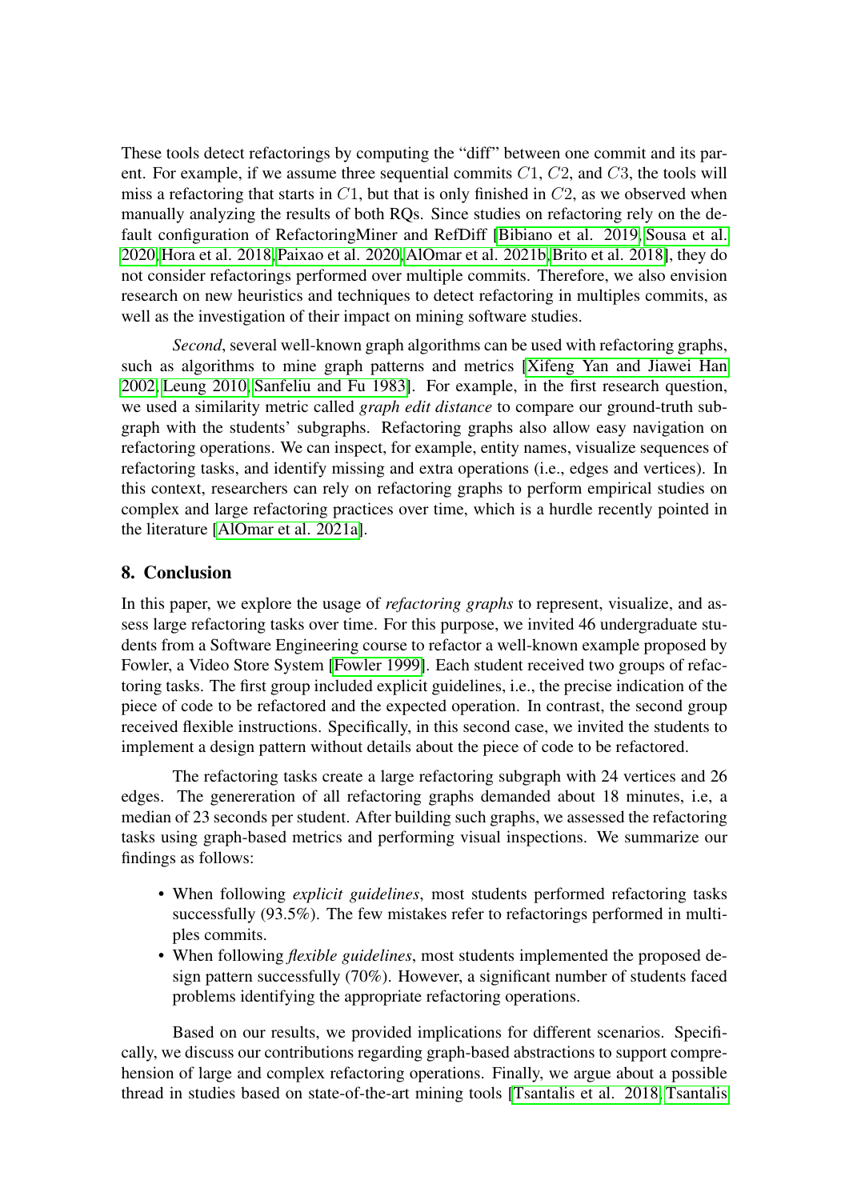These tools detect refactorings by computing the "diff" between one commit and its parent. For example, if we assume three sequential commits $C1$, $C2$, and $C3$, the tools will miss a refactoring that starts in $C1$, but that is only finished in $C2$, as we observed when manually analyzing the results of both RQs. Since studies on refactoring rely on the default configuration of RefactoringMiner and RefDiff [Bibiano et al. 2019, Sousa et al. 2020, Hora et al. 2018, Paixao et al. 2020, AlOmar et al. 2021b, Brito et al. 2018], they do not consider refactorings performed over multiple commits. Therefore, we also envision research on new heuristics and techniques to detect refactoring in multiples commits, as well as the investigation of their impact on mining software studies.

*Second*, several well-known graph algorithms can be used with refactoring graphs, such as algorithms to mine graph patterns and metrics [Xifeng Yan and Jiawei Han 2002, Leung 2010, Sanfeliu and Fu 1983]. For example, in the first research question, we used a similarity metric called *graph edit distance* to compare our ground-truth subgraph with the students' subgraphs. Refactoring graphs also allow easy navigation on refactoring operations. We can inspect, for example, entity names, visualize sequences of refactoring tasks, and identify missing and extra operations (i.e., edges and vertices). In this context, researchers can rely on refactoring graphs to perform empirical studies on complex and large refactoring practices over time, which is a hurdle recently pointed in the literature [AlOmar et al. 2021a].

## 8. Conclusion

In this paper, we explore the usage of *refactoring graphs* to represent, visualize, and assess large refactoring tasks over time. For this purpose, we invited 46 undergraduate students from a Software Engineering course to refactor a well-known example proposed by Fowler, a Video Store System [Fowler 1999]. Each student received two groups of refactoring tasks. The first group included explicit guidelines, i.e., the precise indication of the piece of code to be refactored and the expected operation. In contrast, the second group received flexible instructions. Specifically, in this second case, we invited the students to implement a design pattern without details about the piece of code to be refactored.

The refactoring tasks create a large refactoring subgraph with 24 vertices and 26 edges. The genereration of all refactoring graphs demanded about 18 minutes, i.e, a median of 23 seconds per student. After building such graphs, we assessed the refactoring tasks using graph-based metrics and performing visual inspections. We summarize our findings as follows:

- When following *explicit guidelines*, most students performed refactoring tasks successfully (93.5%). The few mistakes refer to refactorings performed in multiples commits.
- When following *flexible guidelines*, most students implemented the proposed design pattern successfully (70%). However, a significant number of students faced problems identifying the appropriate refactoring operations.

Based on our results, we provided implications for different scenarios. Specifically, we discuss our contributions regarding graph-based abstractions to support comprehension of large and complex refactoring operations. Finally, we argue about a possible thread in studies based on state-of-the-art mining tools [Tsantalis et al. 2018, Tsantalis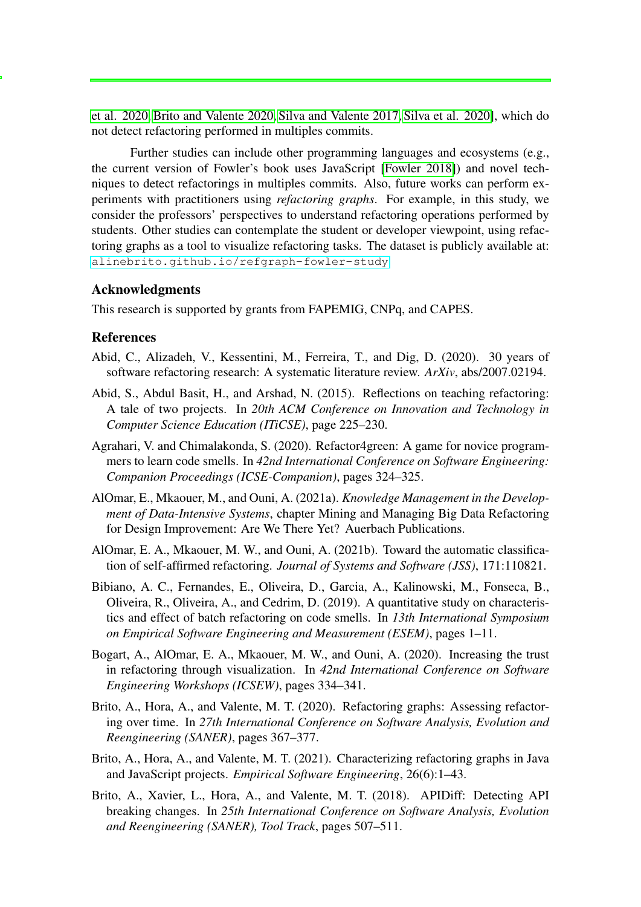et al. 2020, Brito and Valente 2020, Silva and Valente 2017, Silva et al. 2020], which do not detect refactoring performed in multiples commits.

Further studies can include other programming languages and ecosystems (e.g., the current version of Fowler's book uses JavaScript [Fowler 2018]) and novel techniques to detect refactorings in multiples commits. Also, future works can perform experiments with practitioners using *refactoring graphs*. For example, in this study, we consider the professors' perspectives to understand refactoring operations performed by students. Other studies can contemplate the student or developer viewpoint, using refactoring graphs as a tool to visualize refactoring tasks. The dataset is publicly available at: `alinebrito.github.io/refgraph-fowler-study`

## Acknowledgments

This research is supported by grants from FAPEMIG, CNPq, and CAPES.

## References

Abid, C., Alizadeh, V., Kessentini, M., Ferreira, T., and Dig, D. (2020). 30 years of software refactoring research: A systematic literature review. *ArXiv*, abs/2007.02194.

Abid, S., Abdul Basit, H., and Arshad, N. (2015). Reflections on teaching refactoring: A tale of two projects. In *20th ACM Conference on Innovation and Technology in Computer Science Education (ITiCSE)*, page 225–230.

Agrahari, V. and Chimalakonda, S. (2020). Refactor4green: A game for novice programmers to learn code smells. In *42nd International Conference on Software Engineering: Companion Proceedings (ICSE-Companion)*, pages 324–325.

AlOmar, E., Mkaouer, M., and Ouni, A. (2021a). *Knowledge Management in the Development of Data-Intensive Systems*, chapter Mining and Managing Big Data Refactoring for Design Improvement: Are We There Yet? Auerbach Publications.

AlOmar, E. A., Mkaouer, M. W., and Ouni, A. (2021b). Toward the automatic classification of self-affirmed refactoring. *Journal of Systems and Software (JSS)*, 171:110821.

Bibiano, A. C., Fernandes, E., Oliveira, D., Garcia, A., Kalinowski, M., Fonseca, B., Oliveira, R., Oliveira, A., and Cedrim, D. (2019). A quantitative study on characteristics and effect of batch refactoring on code smells. In *13th International Symposium on Empirical Software Engineering and Measurement (ESEM)*, pages 1–11.

Bogart, A., AlOmar, E. A., Mkaouer, M. W., and Ouni, A. (2020). Increasing the trust in refactoring through visualization. In *42nd International Conference on Software Engineering Workshops (ICSEW)*, pages 334–341.

Brito, A., Hora, A., and Valente, M. T. (2020). Refactoring graphs: Assessing refactoring over time. In *27th International Conference on Software Analysis, Evolution and Reengineering (SANER)*, pages 367–377.

Brito, A., Hora, A., and Valente, M. T. (2021). Characterizing refactoring graphs in Java and JavaScript projects. *Empirical Software Engineering*, 26(6):1–43.

Brito, A., Xavier, L., Hora, A., and Valente, M. T. (2018). APIDiff: Detecting API breaking changes. In *25th International Conference on Software Analysis, Evolution and Reengineering (SANER), Tool Track*, pages 507–511.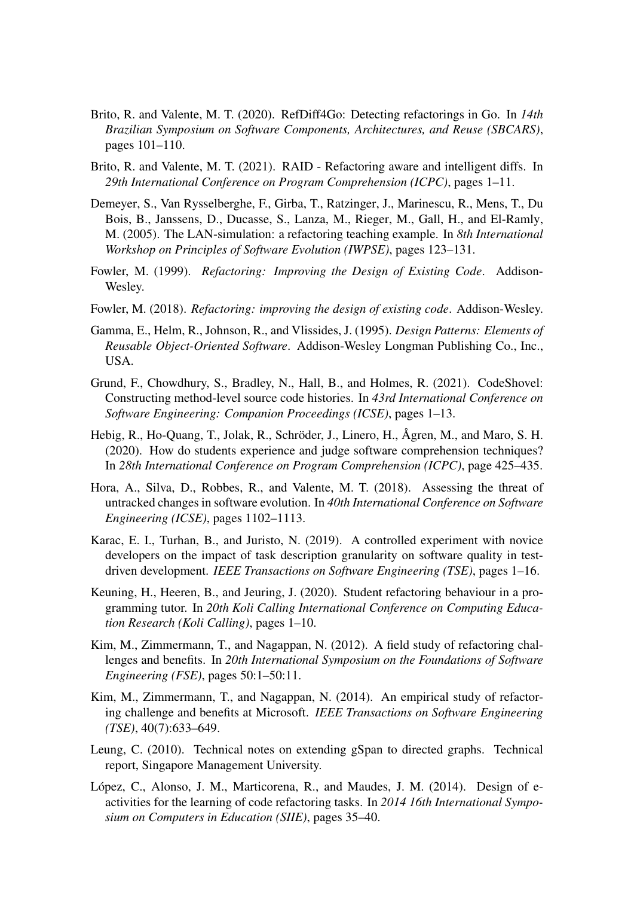Brito, R. and Valente, M. T. (2020). RefDiff4Go: Detecting refactorings in Go. In *14th Brazilian Symposium on Software Components, Architectures, and Reuse (SBCARS)*, pages 101–110.

Brito, R. and Valente, M. T. (2021). RAID - Refactoring aware and intelligent diffs. In *29th International Conference on Program Comprehension (ICPC)*, pages 1–11.

Demeyer, S., Van Rysselberghe, F., Girba, T., Ratzinger, J., Marinescu, R., Mens, T., Du Bois, B., Janssens, D., Ducasse, S., Lanza, M., Rieger, M., Gall, H., and El-Ramly, M. (2005). The LAN-simulation: a refactoring teaching example. In *8th International Workshop on Principles of Software Evolution (IWPSE)*, pages 123–131.

Fowler, M. (1999). *Refactoring: Improving the Design of Existing Code*. Addison-Wesley.

Fowler, M. (2018). *Refactoring: improving the design of existing code*. Addison-Wesley.

Gamma, E., Helm, R., Johnson, R., and Vlissides, J. (1995). *Design Patterns: Elements of Reusable Object-Oriented Software*. Addison-Wesley Longman Publishing Co., Inc., USA.

Grund, F., Chowdhury, S., Bradley, N., Hall, B., and Holmes, R. (2021). CodeShovel: Constructing method-level source code histories. In *43rd International Conference on Software Engineering: Companion Proceedings (ICSE)*, pages 1–13.

Hebig, R., Ho-Quang, T., Jolak, R., Schröder, J., Linero, H., Ågren, M., and Maro, S. H. (2020). How do students experience and judge software comprehension techniques? In *28th International Conference on Program Comprehension (ICPC)*, page 425–435.

Hora, A., Silva, D., Robbes, R., and Valente, M. T. (2018). Assessing the threat of untracked changes in software evolution. In *40th International Conference on Software Engineering (ICSE)*, pages 1102–1113.

Karac, E. I., Turhan, B., and Juristo, N. (2019). A controlled experiment with novice developers on the impact of task description granularity on software quality in test-driven development. *IEEE Transactions on Software Engineering (TSE)*, pages 1–16.

Keuning, H., Heeren, B., and Jeuring, J. (2020). Student refactoring behaviour in a programming tutor. In *20th Koli Calling International Conference on Computing Education Research (Koli Calling)*, pages 1–10.

Kim, M., Zimmermann, T., and Nagappan, N. (2012). A field study of refactoring challenges and benefits. In *20th International Symposium on the Foundations of Software Engineering (FSE)*, pages 50:1–50:11.

Kim, M., Zimmermann, T., and Nagappan, N. (2014). An empirical study of refactoring challenge and benefits at Microsoft. *IEEE Transactions on Software Engineering (TSE)*, 40(7):633–649.

Leung, C. (2010). Technical notes on extending gSpan to directed graphs. Technical report, Singapore Management University.

López, C., Alonso, J. M., Marticorena, R., and Maudes, J. M. (2014). Design of e-activities for the learning of code refactoring tasks. In *2014 16th International Symposium on Computers in Education (SIIE)*, pages 35–40.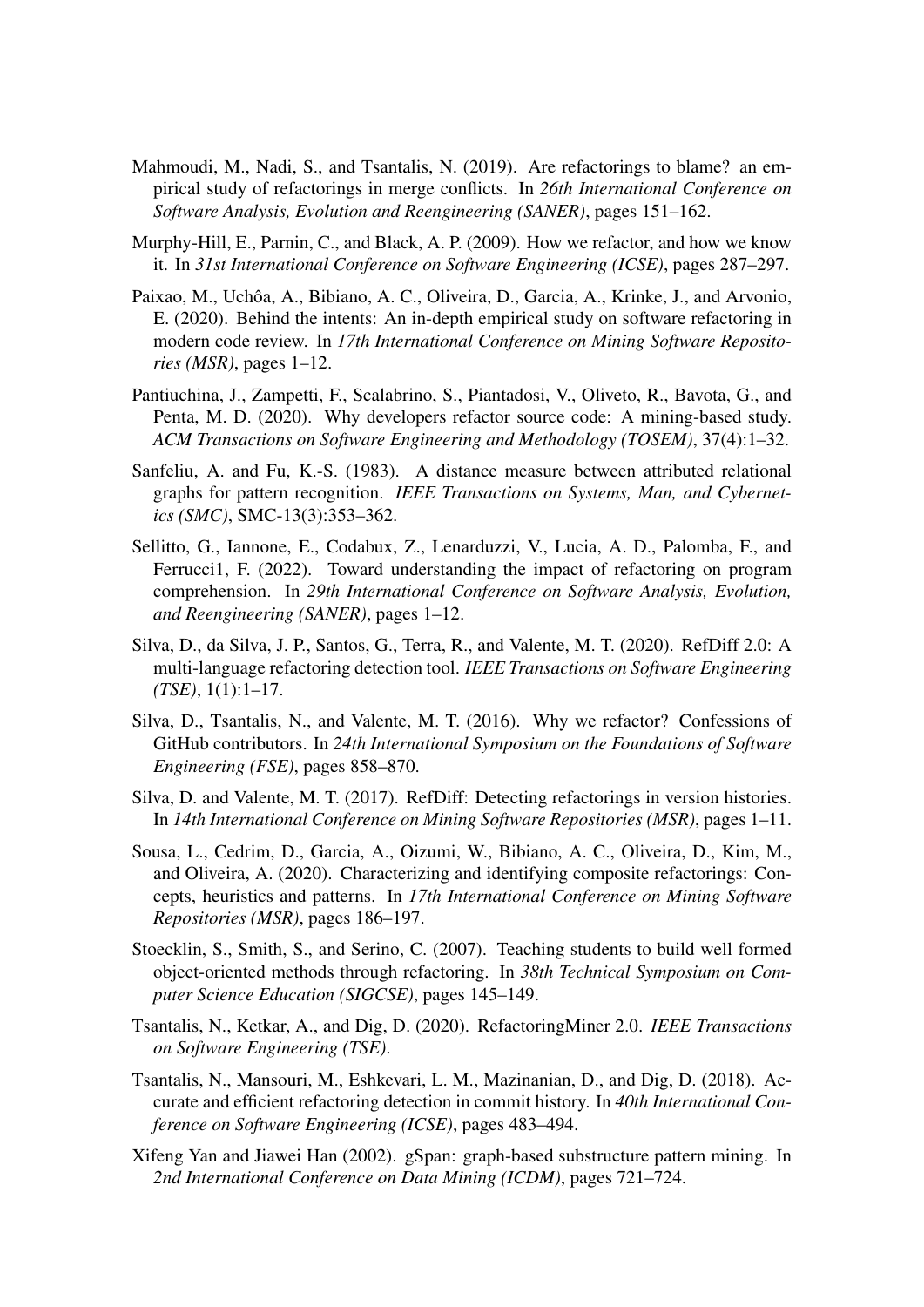Mahmoudi, M., Nadi, S., and Tsantalis, N. (2019). Are refactorings to blame? an empirical study of refactorings in merge conflicts. In *26th International Conference on Software Analysis, Evolution and Reengineering (SANER)*, pages 151–162.

Murphy-Hill, E., Parnin, C., and Black, A. P. (2009). How we refactor, and how we know it. In *31st International Conference on Software Engineering (ICSE)*, pages 287–297.

Paixao, M., Uchôa, A., Bibiano, A. C., Oliveira, D., Garcia, A., Krinke, J., and Arvonio, E. (2020). Behind the intents: An in-depth empirical study on software refactoring in modern code review. In *17th International Conference on Mining Software Repositories (MSR)*, pages 1–12.

Pantiuchina, J., Zampetti, F., Scalabrino, S., Piantadosi, V., Oliveto, R., Bavota, G., and Penta, M. D. (2020). Why developers refactor source code: A mining-based study. *ACM Transactions on Software Engineering and Methodology (TOSEM)*, 37(4):1–32.

Sanfeliu, A. and Fu, K.-S. (1983). A distance measure between attributed relational graphs for pattern recognition. *IEEE Transactions on Systems, Man, and Cybernetics (SMC)*, SMC-13(3):353–362.

Sellitto, G., Iannone, E., Codabux, Z., Lenarduzzi, V., Lucia, A. D., Palomba, F., and Ferrucci1, F. (2022). Toward understanding the impact of refactoring on program comprehension. In *29th International Conference on Software Analysis, Evolution, and Reengineering (SANER)*, pages 1–12.

Silva, D., da Silva, J. P., Santos, G., Terra, R., and Valente, M. T. (2020). RefDiff 2.0: A multi-language refactoring detection tool. *IEEE Transactions on Software Engineering (TSE)*, 1(1):1–17.

Silva, D., Tsantalis, N., and Valente, M. T. (2016). Why we refactor? Confessions of GitHub contributors. In *24th International Symposium on the Foundations of Software Engineering (FSE)*, pages 858–870.

Silva, D. and Valente, M. T. (2017). RefDiff: Detecting refactorings in version histories. In *14th International Conference on Mining Software Repositories (MSR)*, pages 1–11.

Sousa, L., Cedrim, D., Garcia, A., Oizumi, W., Bibiano, A. C., Oliveira, D., Kim, M., and Oliveira, A. (2020). Characterizing and identifying composite refactorings: Concepts, heuristics and patterns. In *17th International Conference on Mining Software Repositories (MSR)*, pages 186–197.

Stoecklin, S., Smith, S., and Serino, C. (2007). Teaching students to build well formed object-oriented methods through refactoring. In *38th Technical Symposium on Computer Science Education (SIGCSE)*, pages 145–149.

Tsantalis, N., Ketkar, A., and Dig, D. (2020). RefactoringMiner 2.0. *IEEE Transactions on Software Engineering (TSE)*.

Tsantalis, N., Mansouri, M., Eshkevari, L. M., Mazinanian, D., and Dig, D. (2018). Accurate and efficient refactoring detection in commit history. In *40th International Conference on Software Engineering (ICSE)*, pages 483–494.

Xifeng Yan and Jiawei Han (2002). gSpan: graph-based substructure pattern mining. In *2nd International Conference on Data Mining (ICDM)*, pages 721–724.